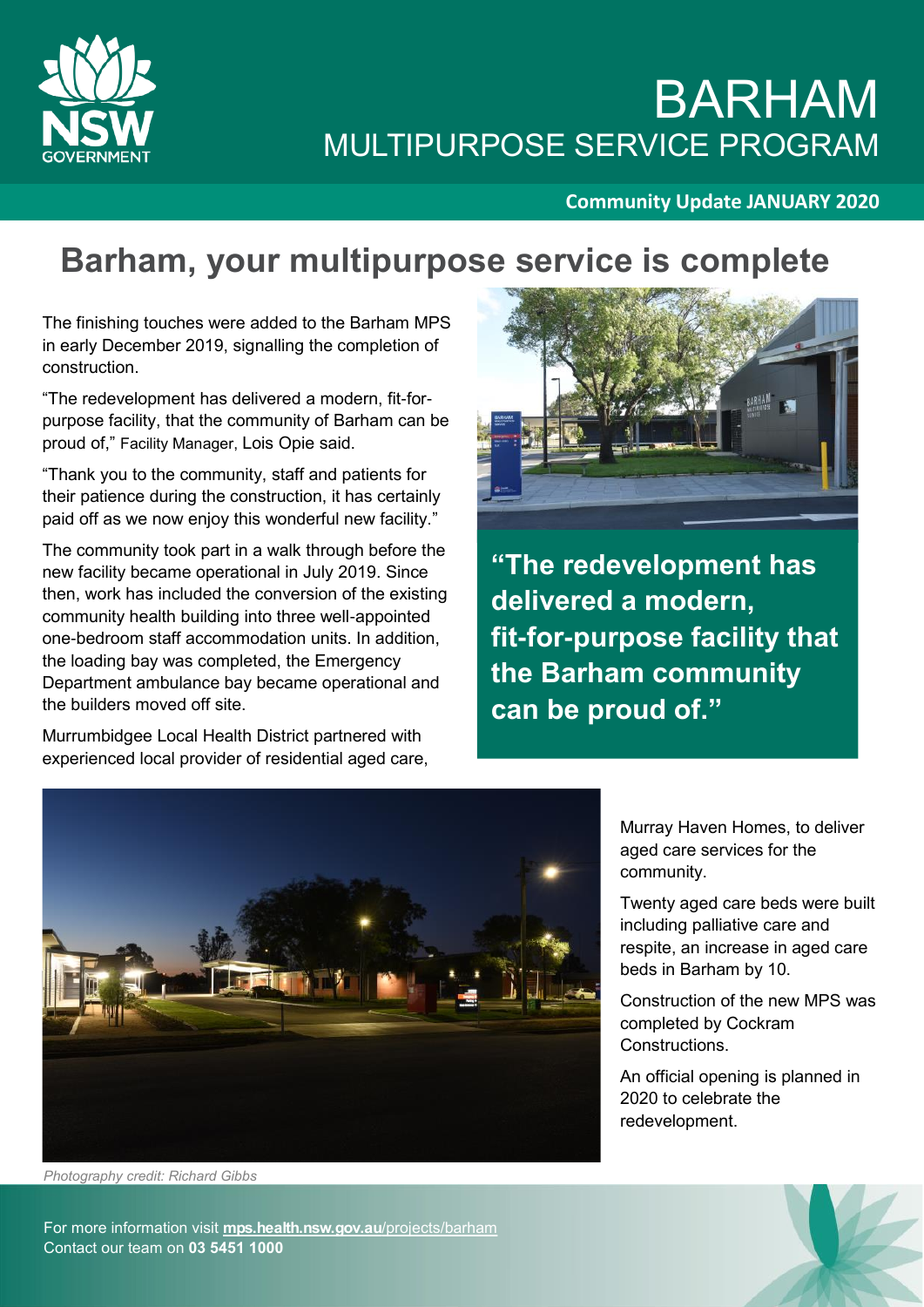# BARHAM
## MULTIPURPOSE SERVICE PROGRAM

**Community Update JANUARY 2020**

# Barham, your multipurpose service is complete

The finishing touches were added to the Barham MPS in early December 2019, signalling the completion of construction.

"The redevelopment has delivered a modern, fit-for-purpose facility, that the community of Barham can be proud of," Facility Manager, Lois Opie said.

"Thank you to the community, staff and patients for their patience during the construction, it has certainly paid off as we now enjoy this wonderful new facility."

The community took part in a walk through before the new facility became operational in July 2019. Since then, work has included the conversion of the existing community health building into three well-appointed one-bedroom staff accommodation units. In addition, the loading bay was completed, the Emergency Department ambulance bay became operational and the builders moved off site.

Murrumbidgee Local Health District partnered with experienced local provider of residential aged care, Murray Haven Homes, to deliver aged care services for the community.

**"The redevelopment has delivered a modern, fit-for-purpose facility that the Barham community can be proud of."**

Twenty aged care beds were built including palliative care and respite, an increase in aged care beds in Barham by 10.

Construction of the new MPS was completed by Cockram Constructions.

An official opening is planned in 2020 to celebrate the redevelopment.

*Photography credit: Richard Gibbs*

For more information visit **mps.health.nsw.gov.au**/projects/barham
Contact our team on **03 5451 1000**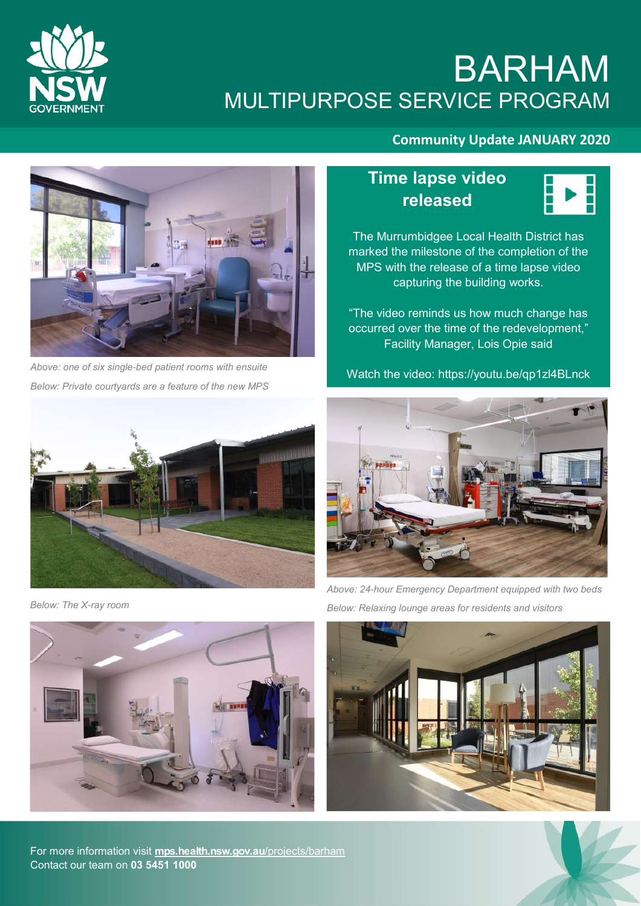# BARHAM
## MULTIPURPOSE SERVICE PROGRAM

**Community Update JANUARY 2020**

*Above: one of six single-bed patient rooms with ensuite*

*Below: Private courtyards are a feature of the new MPS*

### Time lapse video released

The Murrumbidgee Local Health District has marked the milestone of the completion of the MPS with the release of a time lapse video capturing the building works.

"The video reminds us how much change has occurred over the time of the redevelopment," Facility Manager, Lois Opie said

Watch the video: https://youtu.be/qp1zl4BLnck

*Above: 24-hour Emergency Department equipped with two beds*

*Below: Relaxing lounge areas for residents and visitors*

*Below: The X-ray room*

For more information visit **mps.health.nsw.gov.au**/projects/barham

Contact our team on **03 5451 1000**